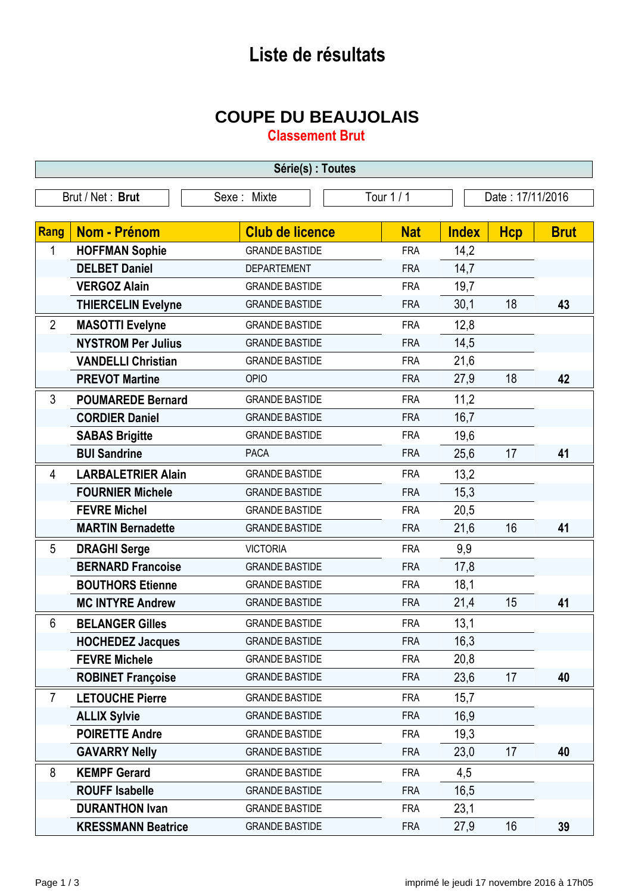# Liste de résultats

## COUPE DU BEAUJOLAIS

### Classement Brut

**Série(s) : Toutes**

| Brut / Net : **Brut** | Sexe : Mixte | Tour 1 / 1 | Date : 17/11/2016 |
|---|---|---|---|

| Rang | Nom - Prénom | Club de licence | Nat | Index | Hcp | Brut |
|---|---|---|---|---|---|---|
| 1 | **HOFFMAN Sophie** | GRANDE BASTIDE | FRA | 14,2 | | |
| | **DELBET Daniel** | DEPARTEMENT | FRA | 14,7 | | |
| | **VERGOZ Alain** | GRANDE BASTIDE | FRA | 19,7 | | |
| | **THIERCELIN Evelyne** | GRANDE BASTIDE | FRA | 30,1 | 18 | **43** |
| 2 | **MASOTTI Evelyne** | GRANDE BASTIDE | FRA | 12,8 | | |
| | **NYSTROM Per Julius** | GRANDE BASTIDE | FRA | 14,5 | | |
| | **VANDELLI Christian** | GRANDE BASTIDE | FRA | 21,6 | | |
| | **PREVOT Martine** | OPIO | FRA | 27,9 | 18 | **42** |
| 3 | **POUMAREDE Bernard** | GRANDE BASTIDE | FRA | 11,2 | | |
| | **CORDIER Daniel** | GRANDE BASTIDE | FRA | 16,7 | | |
| | **SABAS Brigitte** | GRANDE BASTIDE | FRA | 19,6 | | |
| | **BUI Sandrine** | PACA | FRA | 25,6 | 17 | **41** |
| 4 | **LARBALETRIER Alain** | GRANDE BASTIDE | FRA | 13,2 | | |
| | **FOURNIER Michele** | GRANDE BASTIDE | FRA | 15,3 | | |
| | **FEVRE Michel** | GRANDE BASTIDE | FRA | 20,5 | | |
| | **MARTIN Bernadette** | GRANDE BASTIDE | FRA | 21,6 | 16 | **41** |
| 5 | **DRAGHI Serge** | VICTORIA | FRA | 9,9 | | |
| | **BERNARD Francoise** | GRANDE BASTIDE | FRA | 17,8 | | |
| | **BOUTHORS Etienne** | GRANDE BASTIDE | FRA | 18,1 | | |
| | **MC INTYRE Andrew** | GRANDE BASTIDE | FRA | 21,4 | 15 | **41** |
| 6 | **BELANGER Gilles** | GRANDE BASTIDE | FRA | 13,1 | | |
| | **HOCHEDEZ Jacques** | GRANDE BASTIDE | FRA | 16,3 | | |
| | **FEVRE Michele** | GRANDE BASTIDE | FRA | 20,8 | | |
| | **ROBINET Françoise** | GRANDE BASTIDE | FRA | 23,6 | 17 | **40** |
| 7 | **LETOUCHE Pierre** | GRANDE BASTIDE | FRA | 15,7 | | |
| | **ALLIX Sylvie** | GRANDE BASTIDE | FRA | 16,9 | | |
| | **POIRETTE Andre** | GRANDE BASTIDE | FRA | 19,3 | | |
| | **GAVARRY Nelly** | GRANDE BASTIDE | FRA | 23,0 | 17 | **40** |
| 8 | **KEMPF Gerard** | GRANDE BASTIDE | FRA | 4,5 | | |
| | **ROUFF Isabelle** | GRANDE BASTIDE | FRA | 16,5 | | |
| | **DURANTHON Ivan** | GRANDE BASTIDE | FRA | 23,1 | | |
| | **KRESSMANN Beatrice** | GRANDE BASTIDE | FRA | 27,9 | 16 | **39** |

imprimé le jeudi 17 novembre 2016 à 17h05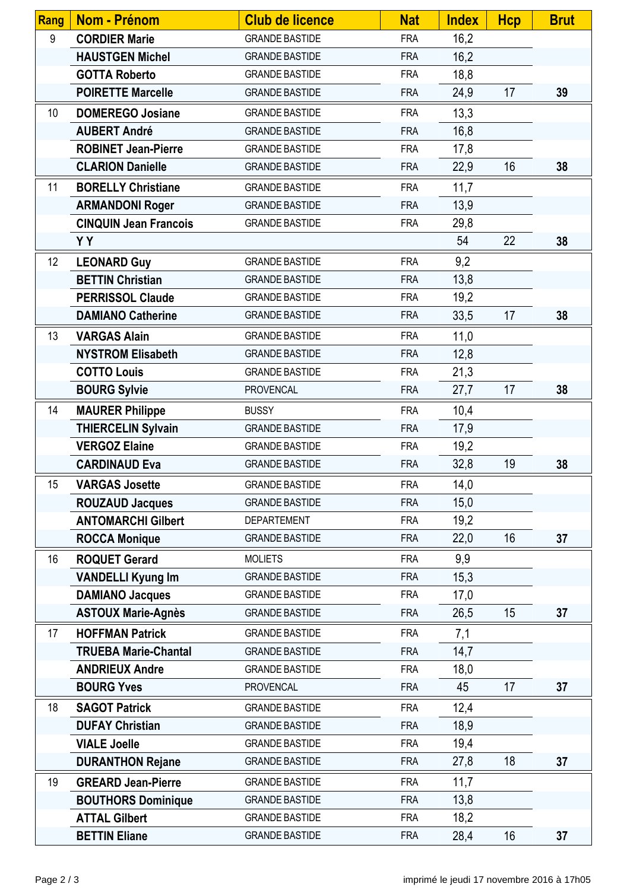| Rang | Nom - Prénom | Club de licence | Nat | Index | Hcp | Brut |
|---|---|---|---|---|---|---|
| 9 | CORDIER Marie | GRANDE BASTIDE | FRA | 16,2 | | |
| | HAUSTGEN Michel | GRANDE BASTIDE | FRA | 16,2 | | |
| | GOTTA Roberto | GRANDE BASTIDE | FRA | 18,8 | | |
| | POIRETTE Marcelle | GRANDE BASTIDE | FRA | 24,9 | 17 | 39 |
| 10 | DOMEREGO Josiane | GRANDE BASTIDE | FRA | 13,3 | | |
| | AUBERT André | GRANDE BASTIDE | FRA | 16,8 | | |
| | ROBINET Jean-Pierre | GRANDE BASTIDE | FRA | 17,8 | | |
| | CLARION Danielle | GRANDE BASTIDE | FRA | 22,9 | 16 | 38 |
| 11 | BORELLY Christiane | GRANDE BASTIDE | FRA | 11,7 | | |
| | ARMANDONI Roger | GRANDE BASTIDE | FRA | 13,9 | | |
| | CINQUIN Jean Francois | GRANDE BASTIDE | FRA | 29,8 | | |
| | Y Y | | | 54 | 22 | 38 |
| 12 | LEONARD Guy | GRANDE BASTIDE | FRA | 9,2 | | |
| | BETTIN Christian | GRANDE BASTIDE | FRA | 13,8 | | |
| | PERRISSOL Claude | GRANDE BASTIDE | FRA | 19,2 | | |
| | DAMIANO Catherine | GRANDE BASTIDE | FRA | 33,5 | 17 | 38 |
| 13 | VARGAS Alain | GRANDE BASTIDE | FRA | 11,0 | | |
| | NYSTROM Elisabeth | GRANDE BASTIDE | FRA | 12,8 | | |
| | COTTO Louis | GRANDE BASTIDE | FRA | 21,3 | | |
| | BOURG Sylvie | PROVENCAL | FRA | 27,7 | 17 | 38 |
| 14 | MAURER Philippe | BUSSY | FRA | 10,4 | | |
| | THIERCELIN Sylvain | GRANDE BASTIDE | FRA | 17,9 | | |
| | VERGOZ Elaine | GRANDE BASTIDE | FRA | 19,2 | | |
| | CARDINAUD Eva | GRANDE BASTIDE | FRA | 32,8 | 19 | 38 |
| 15 | VARGAS Josette | GRANDE BASTIDE | FRA | 14,0 | | |
| | ROUZAUD Jacques | GRANDE BASTIDE | FRA | 15,0 | | |
| | ANTOMARCHI Gilbert | DEPARTEMENT | FRA | 19,2 | | |
| | ROCCA Monique | GRANDE BASTIDE | FRA | 22,0 | 16 | 37 |
| 16 | ROQUET Gerard | MOLIETS | FRA | 9,9 | | |
| | VANDELLI Kyung Im | GRANDE BASTIDE | FRA | 15,3 | | |
| | DAMIANO Jacques | GRANDE BASTIDE | FRA | 17,0 | | |
| | ASTOUX Marie-Agnès | GRANDE BASTIDE | FRA | 26,5 | 15 | 37 |
| 17 | HOFFMAN Patrick | GRANDE BASTIDE | FRA | 7,1 | | |
| | TRUEBA Marie-Chantal | GRANDE BASTIDE | FRA | 14,7 | | |
| | ANDRIEUX Andre | GRANDE BASTIDE | FRA | 18,0 | | |
| | BOURG Yves | PROVENCAL | FRA | 45 | 17 | 37 |
| 18 | SAGOT Patrick | GRANDE BASTIDE | FRA | 12,4 | | |
| | DUFAY Christian | GRANDE BASTIDE | FRA | 18,9 | | |
| | VIALE Joelle | GRANDE BASTIDE | FRA | 19,4 | | |
| | DURANTHON Rejane | GRANDE BASTIDE | FRA | 27,8 | 18 | 37 |
| 19 | GREARD Jean-Pierre | GRANDE BASTIDE | FRA | 11,7 | | |
| | BOUTHORS Dominique | GRANDE BASTIDE | FRA | 13,8 | | |
| | ATTAL Gilbert | GRANDE BASTIDE | FRA | 18,2 | | |
| | BETTIN Eliane | GRANDE BASTIDE | FRA | 28,4 | 16 | 37 |

imprimé le jeudi 17 novembre 2016 à 17h05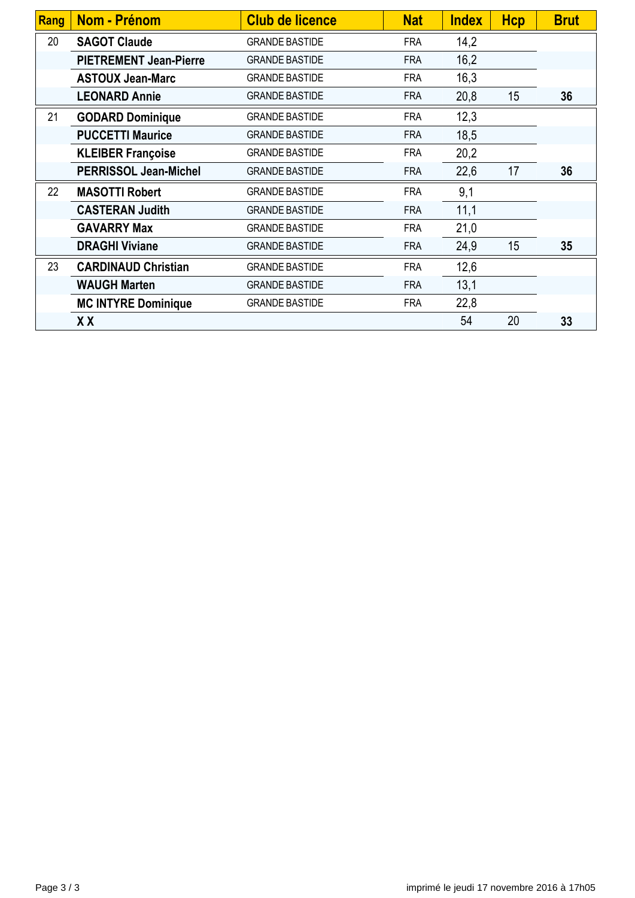| Rang | Nom - Prénom | Club de licence | Nat | Index | Hcp | Brut |
|---|---|---|---|---|---|---|
| 20 | **SAGOT Claude** | GRANDE BASTIDE | FRA | 14,2 | | |
| | **PIETREMENT Jean-Pierre** | GRANDE BASTIDE | FRA | 16,2 | | |
| | **ASTOUX Jean-Marc** | GRANDE BASTIDE | FRA | 16,3 | | |
| | **LEONARD Annie** | GRANDE BASTIDE | FRA | 20,8 | 15 | **36** |
| 21 | **GODARD Dominique** | GRANDE BASTIDE | FRA | 12,3 | | |
| | **PUCCETTI Maurice** | GRANDE BASTIDE | FRA | 18,5 | | |
| | **KLEIBER Françoise** | GRANDE BASTIDE | FRA | 20,2 | | |
| | **PERRISSOL Jean-Michel** | GRANDE BASTIDE | FRA | 22,6 | 17 | **36** |
| 22 | **MASOTTI Robert** | GRANDE BASTIDE | FRA | 9,1 | | |
| | **CASTERAN Judith** | GRANDE BASTIDE | FRA | 11,1 | | |
| | **GAVARRY Max** | GRANDE BASTIDE | FRA | 21,0 | | |
| | **DRAGHI Viviane** | GRANDE BASTIDE | FRA | 24,9 | 15 | **35** |
| 23 | **CARDINAUD Christian** | GRANDE BASTIDE | FRA | 12,6 | | |
| | **WAUGH Marten** | GRANDE BASTIDE | FRA | 13,1 | | |
| | **MC INTYRE Dominique** | GRANDE BASTIDE | FRA | 22,8 | | |
| | **X X** | | | 54 | 20 | **33** |

imprimé le jeudi 17 novembre 2016 à 17h05